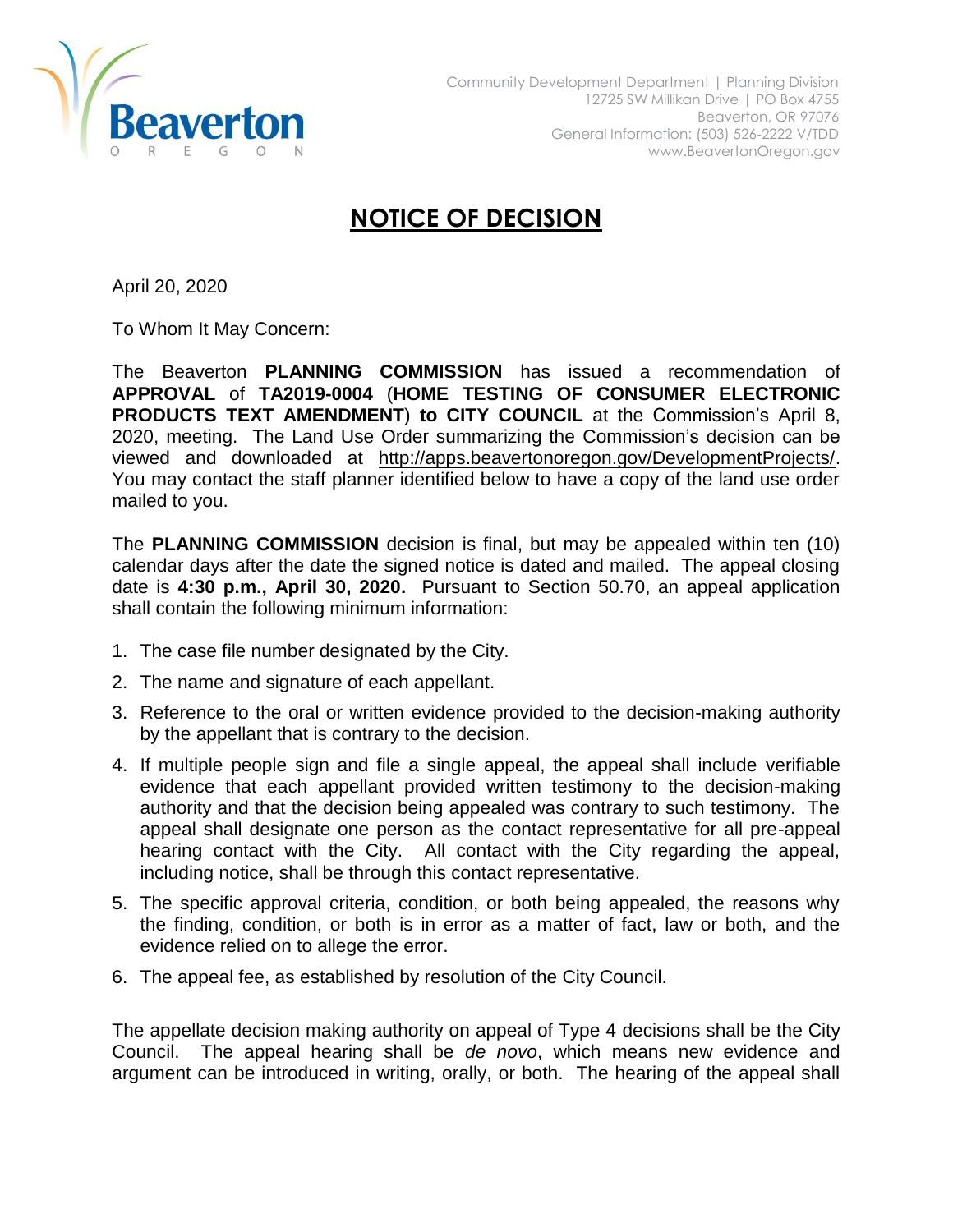Beaverton
OREGON

Community Development Department | Planning Division
12725 SW Millikan Drive | PO Box 4755
Beaverton, OR 97076
General Information: (503) 526-2222 V/TDD
www.BeavertonOregon.gov

# NOTICE OF DECISION

April 20, 2020

To Whom It May Concern:

The Beaverton **PLANNING COMMISSION** has issued a recommendation of **APPROVAL** of **TA2019-0004** (**HOME TESTING OF CONSUMER ELECTRONIC PRODUCTS TEXT AMENDMENT**) **to CITY COUNCIL** at the Commission's April 8, 2020, meeting. The Land Use Order summarizing the Commission's decision can be viewed and downloaded at http://apps.beavertonoregon.gov/DevelopmentProjects/. You may contact the staff planner identified below to have a copy of the land use order mailed to you.

The **PLANNING COMMISSION** decision is final, but may be appealed within ten (10) calendar days after the date the signed notice is dated and mailed. The appeal closing date is **4:30 p.m., April 30, 2020.** Pursuant to Section 50.70, an appeal application shall contain the following minimum information:

1. The case file number designated by the City.
2. The name and signature of each appellant.
3. Reference to the oral or written evidence provided to the decision-making authority by the appellant that is contrary to the decision.
4. If multiple people sign and file a single appeal, the appeal shall include verifiable evidence that each appellant provided written testimony to the decision-making authority and that the decision being appealed was contrary to such testimony. The appeal shall designate one person as the contact representative for all pre-appeal hearing contact with the City. All contact with the City regarding the appeal, including notice, shall be through this contact representative.
5. The specific approval criteria, condition, or both being appealed, the reasons why the finding, condition, or both is in error as a matter of fact, law or both, and the evidence relied on to allege the error.
6. The appeal fee, as established by resolution of the City Council.

The appellate decision making authority on appeal of Type 4 decisions shall be the City Council. The appeal hearing shall be *de novo*, which means new evidence and argument can be introduced in writing, orally, or both. The hearing of the appeal shall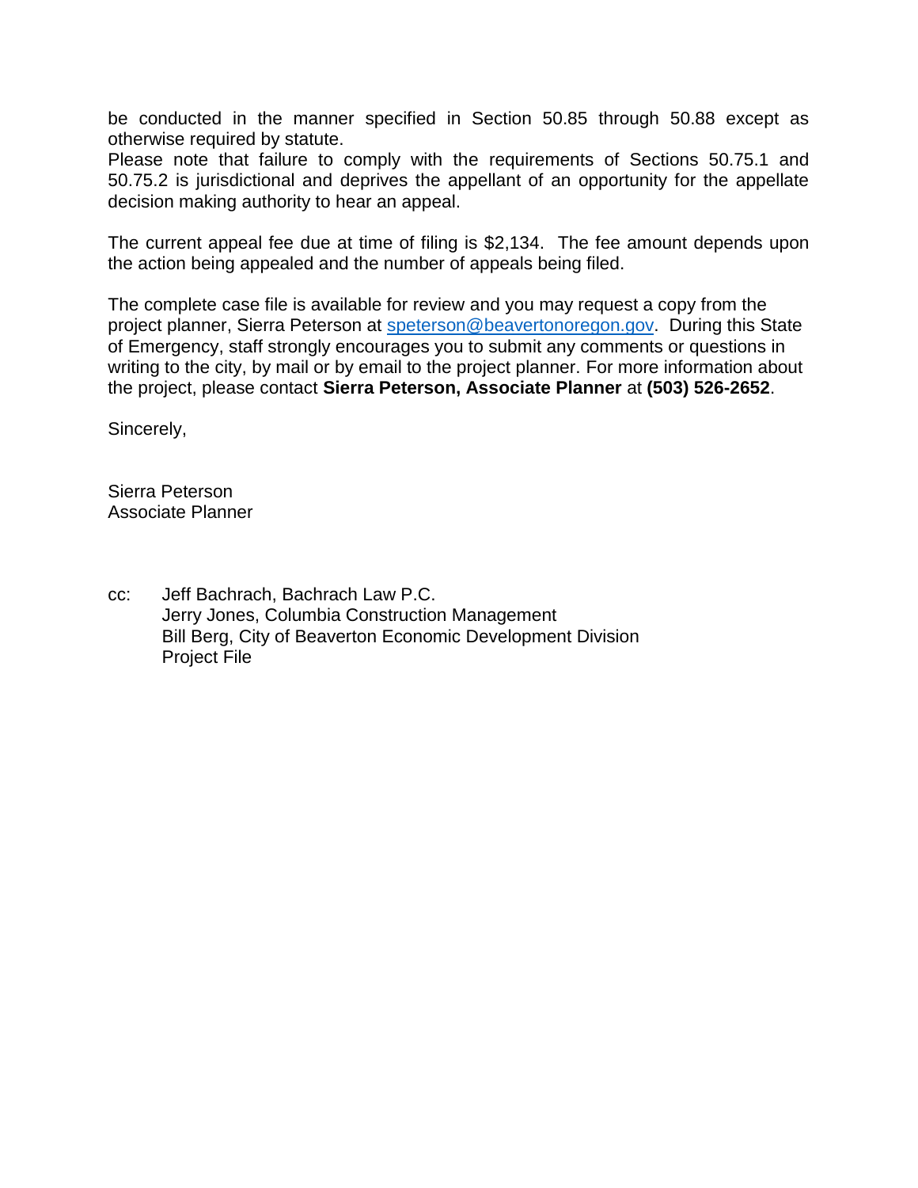be conducted in the manner specified in Section 50.85 through 50.88 except as otherwise required by statute.
Please note that failure to comply with the requirements of Sections 50.75.1 and 50.75.2 is jurisdictional and deprives the appellant of an opportunity for the appellate decision making authority to hear an appeal.

The current appeal fee due at time of filing is $2,134. The fee amount depends upon the action being appealed and the number of appeals being filed.

The complete case file is available for review and you may request a copy from the project planner, Sierra Peterson at speterson@beavertonoregon.gov. During this State of Emergency, staff strongly encourages you to submit any comments or questions in writing to the city, by mail or by email to the project planner. For more information about the project, please contact **Sierra Peterson, Associate Planner** at **(503) 526-2652**.

Sincerely,

Sierra Peterson
Associate Planner

cc: Jeff Bachrach, Bachrach Law P.C.
Jerry Jones, Columbia Construction Management
Bill Berg, City of Beaverton Economic Development Division
Project File